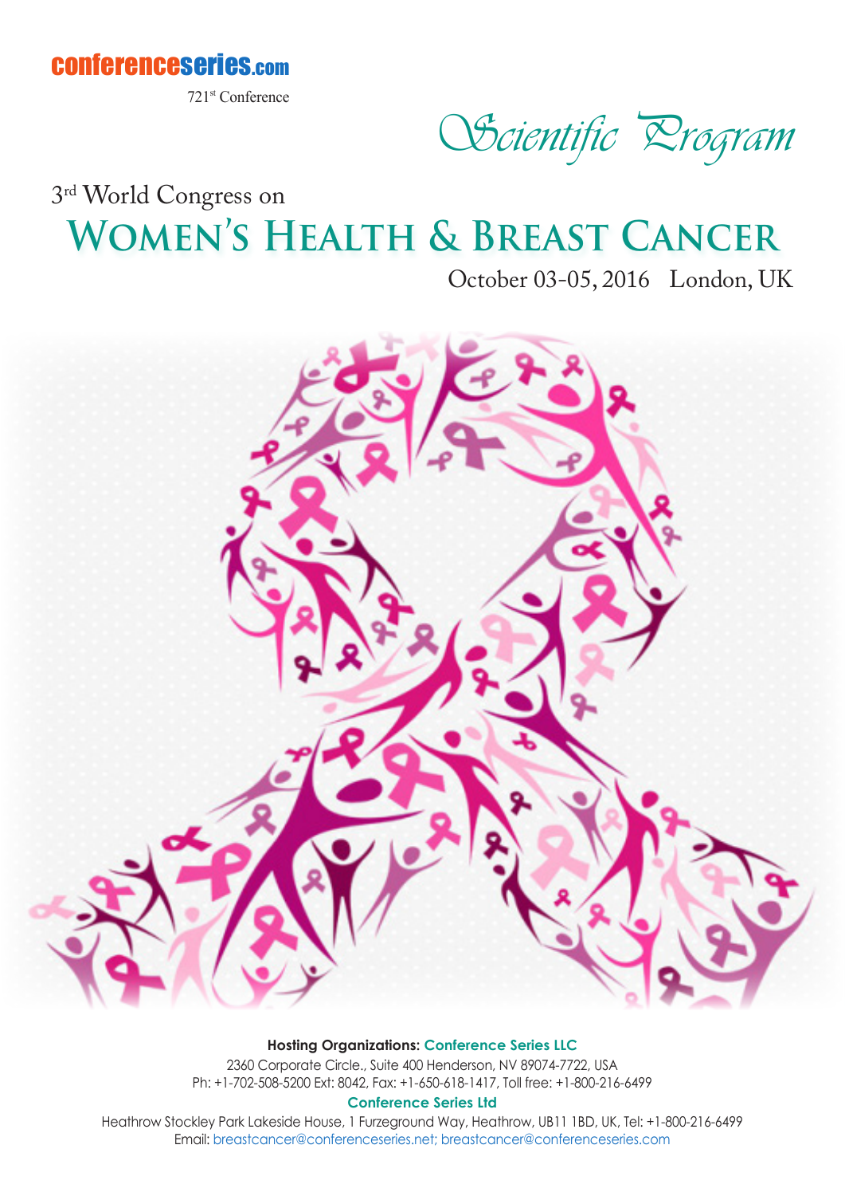conferenceseries.com

721st Conference

*Scientific Program*

3rd World Congress on

# Women's Health & Breast Cancer

October 03-05, 2016 London, UK

**Hosting Organizations:** Conference Series LLC

2360 Corporate Circle., Suite 400 Henderson, NV 89074-7722, USA

Ph: +1-702-508-5200 Ext: 8042, Fax: +1-650-618-1417, Toll free: +1-800-216-6499

**Conference Series Ltd**

Heathrow Stockley Park Lakeside House, 1 Furzeground Way, Heathrow, UB11 1BD, UK, Tel: +1-800-216-6499

Email: breastcancer@conferenceseries.net; breastcancer@conferenceseries.com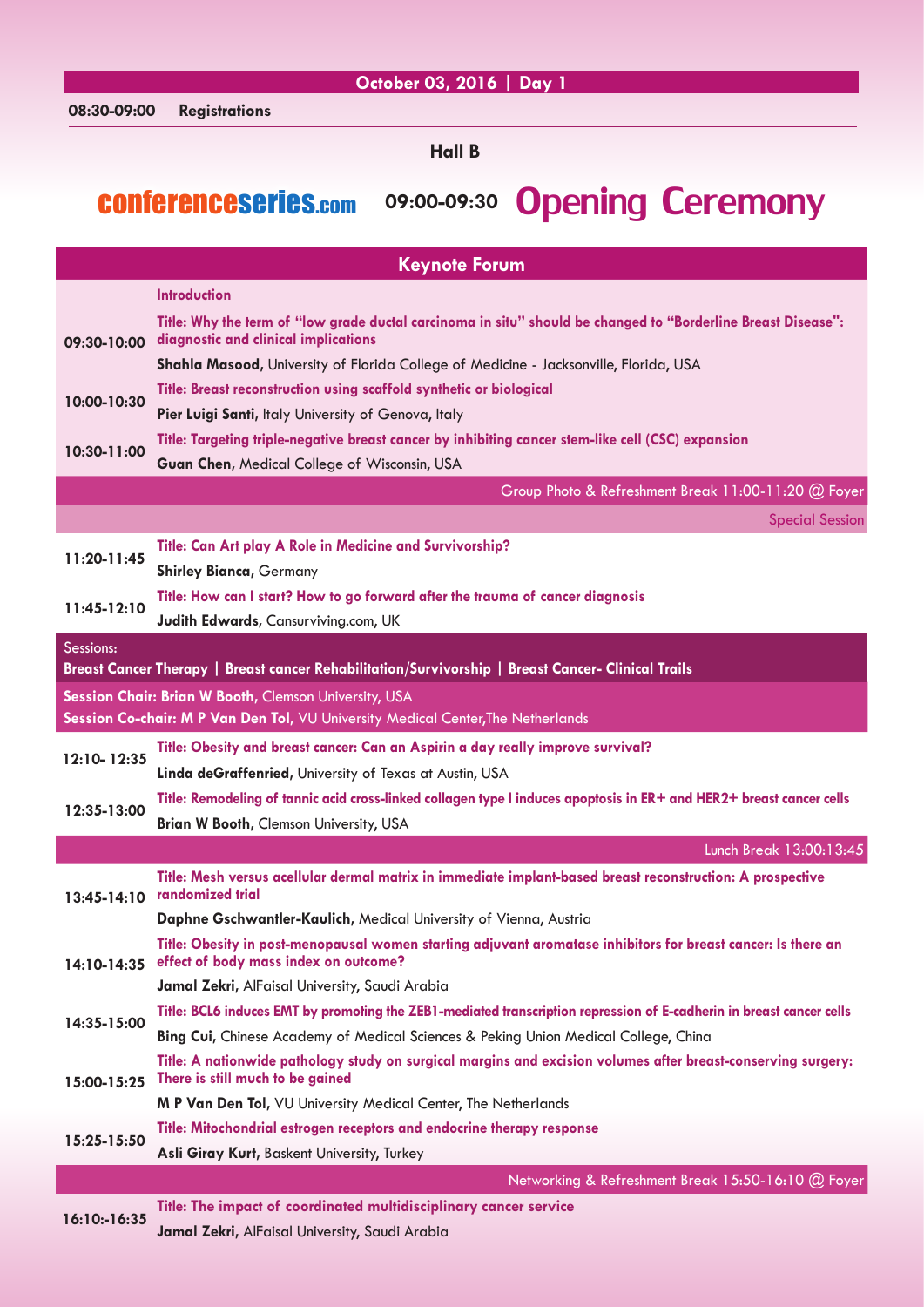## October 03, 2016 | Day 1

**08:30-09:00 Registrations**

### Hall B

**conferenceseries.com** 09:00-09:30 **Opening Ceremony**

## Keynote Forum

**Introduction**

**09:30-10:00**
**Title: Why the term of "low grade ductal carcinoma in situ" should be changed to "Borderline Breast Disease": diagnostic and clinical implications**
**Shahla Masood**, University of Florida College of Medicine - Jacksonville, Florida, USA

**10:00-10:30**
**Title: Breast reconstruction using scaffold synthetic or biological**
**Pier Luigi Santi**, Italy University of Genova, Italy

**10:30-11:00**
**Title: Targeting triple-negative breast cancer by inhibiting cancer stem-like cell (CSC) expansion**
**Guan Chen**, Medical College of Wisconsin, USA

Group Photo & Refreshment Break 11:00-11:20 @ Foyer

### Special Session

**11:20-11:45**
**Title: Can Art play A Role in Medicine and Survivorship?**
**Shirley Bianca**, Germany

**11:45-12:10**
**Title: How can I start? How to go forward after the trauma of cancer diagnosis**
**Judith Edwards**, Cansurviving.com, UK

Sessions:
**Breast Cancer Therapy | Breast cancer Rehabilitation/Survivorship | Breast Cancer- Clinical Trails**

**Session Chair: Brian W Booth**, Clemson University, USA
**Session Co-chair: M P Van Den Tol**, VU University Medical Center,The Netherlands

**12:10- 12:35**
**Title: Obesity and breast cancer: Can an Aspirin a day really improve survival?**
**Linda deGraffenried**, University of Texas at Austin, USA

**12:35-13:00**
**Title: Remodeling of tannic acid cross-linked collagen type I induces apoptosis in ER+ and HER2+ breast cancer cells**
**Brian W Booth**, Clemson University, USA

Lunch Break 13:00:13:45

**13:45-14:10**
**Title: Mesh versus acellular dermal matrix in immediate implant-based breast reconstruction: A prospective randomized trial**
**Daphne Gschwantler-Kaulich**, Medical University of Vienna, Austria

**14:10-14:35**
**Title: Obesity in post-menopausal women starting adjuvant aromatase inhibitors for breast cancer: Is there an effect of body mass index on outcome?**
**Jamal Zekri**, AlFaisal University, Saudi Arabia

**14:35-15:00**
**Title: BCL6 induces EMT by promoting the ZEB1-mediated transcription repression of E-cadherin in breast cancer cells**
**Bing Cui**, Chinese Academy of Medical Sciences & Peking Union Medical College, China

**15:00-15:25**
**Title: A nationwide pathology study on surgical margins and excision volumes after breast-conserving surgery: There is still much to be gained**
**M P Van Den Tol**, VU University Medical Center, The Netherlands

**15:25-15:50**
**Title: Mitochondrial estrogen receptors and endocrine therapy response**
**Asli Giray Kurt**, Baskent University, Turkey

Networking & Refreshment Break 15:50-16:10 @ Foyer

**16:10:-16:35**
**Title: The impact of coordinated multidisciplinary cancer service**
**Jamal Zekri**, AlFaisal University, Saudi Arabia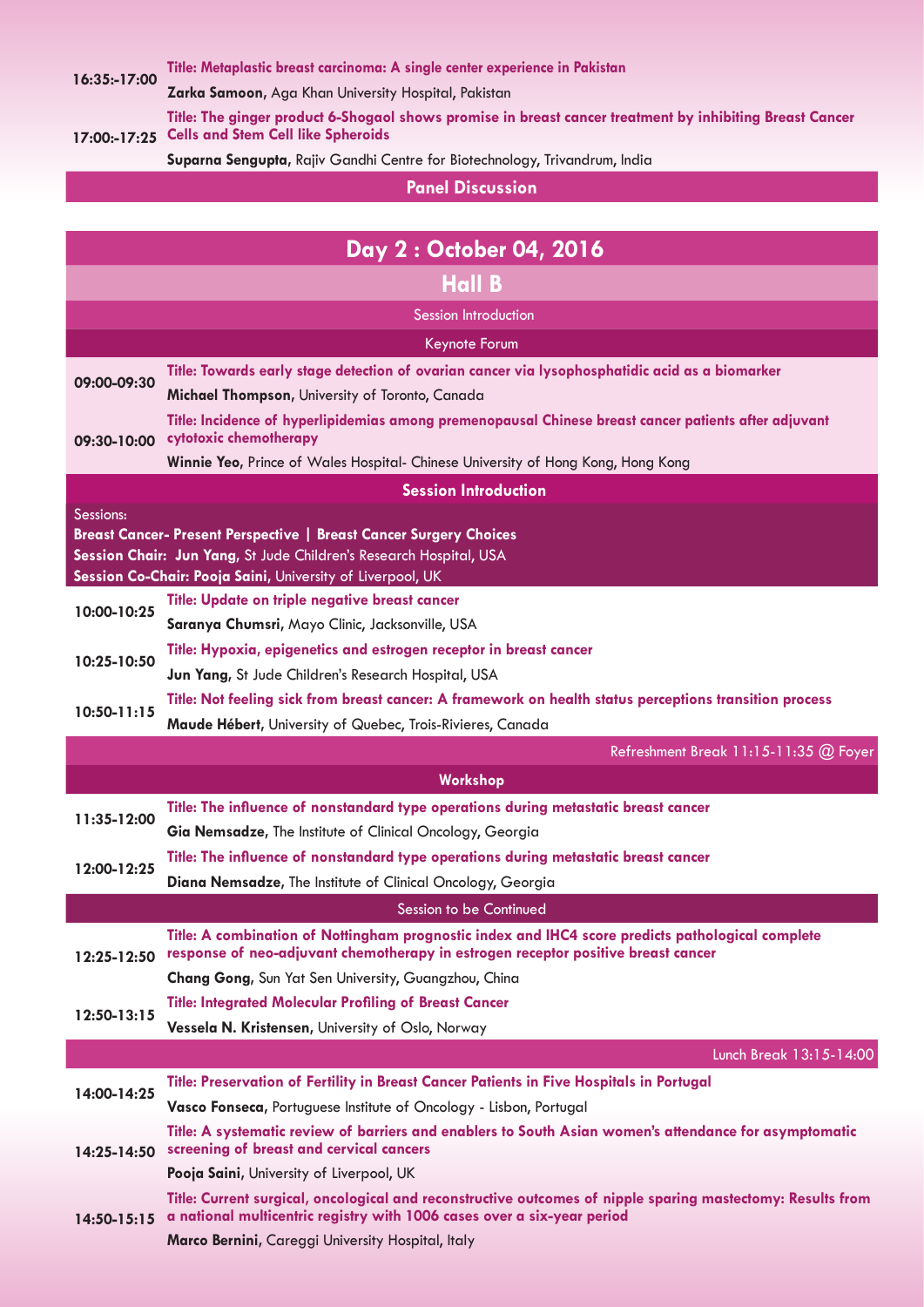**16:35:-17:00**
**Title: Metaplastic breast carcinoma: A single center experience in Pakistan**
**Zarka Samoon**, Aga Khan University Hospital, Pakistan

**17:00:-17:25**
**Title: The ginger product 6-Shogaol shows promise in breast cancer treatment by inhibiting Breast Cancer Cells and Stem Cell like Spheroids**
**Suparna Sengupta**, Rajiv Gandhi Centre for Biotechnology, Trivandrum, India

**Panel Discussion**

## Day 2 : October 04, 2016

### Hall B

Session Introduction

Keynote Forum

**09:00-09:30**
**Title: Towards early stage detection of ovarian cancer via lysophosphatidic acid as a biomarker**
**Michael Thompson**, University of Toronto, Canada

**09:30-10:00**
**Title: Incidence of hyperlipidemias among premenopausal Chinese breast cancer patients after adjuvant cytotoxic chemotherapy**
**Winnie Yeo**, Prince of Wales Hospital- Chinese University of Hong Kong, Hong Kong

**Session Introduction**

Sessions:
**Breast Cancer- Present Perspective | Breast Cancer Surgery Choices**
**Session Chair: Jun Yang**, St Jude Children's Research Hospital, USA
**Session Co-Chair: Pooja Saini**, University of Liverpool, UK

**10:00-10:25**
**Title: Update on triple negative breast cancer**
**Saranya Chumsri**, Mayo Clinic, Jacksonville, USA

**10:25-10:50**
**Title: Hypoxia, epigenetics and estrogen receptor in breast cancer**
**Jun Yang**, St Jude Children's Research Hospital, USA

**10:50-11:15**
**Title: Not feeling sick from breast cancer: A framework on health status perceptions transition process**
**Maude Hébert**, University of Quebec, Trois-Rivieres, Canada

Refreshment Break 11:15-11:35 @ Foyer

**Workshop**

**11:35-12:00**
**Title: The influence of nonstandard type operations during metastatic breast cancer**
**Gia Nemsadze**, The Institute of Clinical Oncology, Georgia

**12:00-12:25**
**Title: The influence of nonstandard type operations during metastatic breast cancer**
**Diana Nemsadze**, The Institute of Clinical Oncology, Georgia

Session to be Continued

**12:25-12:50**
**Title: A combination of Nottingham prognostic index and IHC4 score predicts pathological complete response of neo-adjuvant chemotherapy in estrogen receptor positive breast cancer**
**Chang Gong**, Sun Yat Sen University, Guangzhou, China

**12:50-13:15**
**Title: Integrated Molecular Profiling of Breast Cancer**
**Vessela N. Kristensen**, University of Oslo, Norway

Lunch Break 13:15-14:00

**14:00-14:25**
**Title: Preservation of Fertility in Breast Cancer Patients in Five Hospitals in Portugal**
**Vasco Fonseca**, Portuguese Institute of Oncology - Lisbon, Portugal

**14:25-14:50**
**Title: A systematic review of barriers and enablers to South Asian women's attendance for asymptomatic screening of breast and cervical cancers**
**Pooja Saini**, University of Liverpool, UK

**14:50-15:15**
**Title: Current surgical, oncological and reconstructive outcomes of nipple sparing mastectomy: Results from a national multicentric registry with 1006 cases over a six-year period**
**Marco Bernini**, Careggi University Hospital, Italy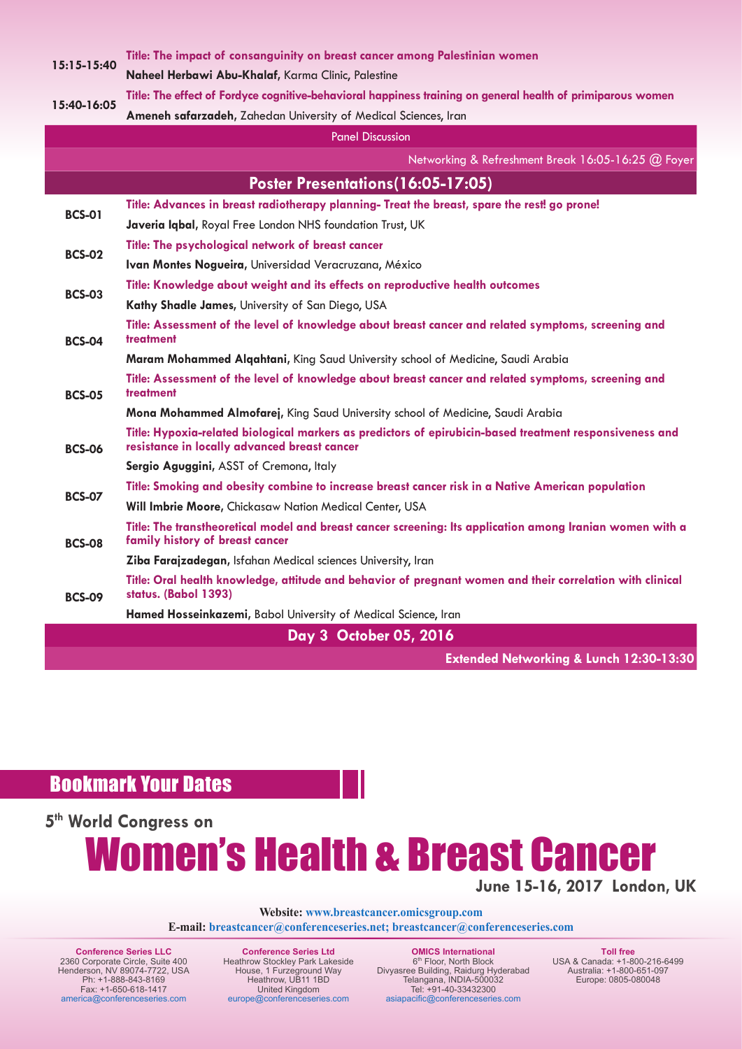| | |
|---|---|
| 15:15-15:40 | **Title: The impact of consanguinity on breast cancer among Palestinian women**<br>**Naheel Herbawi Abu-Khalaf,** Karma Clinic, Palestine |
| 15:40-16:05 | **Title: The effect of Fordyce cognitive-behavioral happiness training on general health of primiparous women**<br>**Ameneh safarzadeh,** Zahedan University of Medical Sciences, Iran |

Panel Discussion

Networking & Refreshment Break 16:05-16:25 @ Foyer

## Poster Presentations(16:05-17:05)

| | |
|---|---|
| BCS-01 | **Title: Advances in breast radiotherapy planning- Treat the breast, spare the rest! go prone!**<br>**Javeria Iqbal,** Royal Free London NHS foundation Trust, UK |
| BCS-02 | **Title: The psychological network of breast cancer**<br>**Ivan Montes Nogueira,** Universidad Veracruzana, México |
| BCS-03 | **Title: Knowledge about weight and its effects on reproductive health outcomes**<br>**Kathy Shadle James,** University of San Diego, USA |
| BCS-04 | **Title: Assessment of the level of knowledge about breast cancer and related symptoms, screening and treatment**<br>**Maram Mohammed Alqahtani,** King Saud University school of Medicine, Saudi Arabia |
| BCS-05 | **Title: Assessment of the level of knowledge about breast cancer and related symptoms, screening and treatment**<br>**Mona Mohammed Almofarej,** King Saud University school of Medicine, Saudi Arabia |
| BCS-06 | **Title: Hypoxia-related biological markers as predictors of epirubicin-based treatment responsiveness and resistance in locally advanced breast cancer**<br>**Sergio Aguggini,** ASST of Cremona, Italy |
| BCS-07 | **Title: Smoking and obesity combine to increase breast cancer risk in a Native American population**<br>**Will Imbrie Moore,** Chickasaw Nation Medical Center, USA |
| BCS-08 | **Title: The transtheoretical model and breast cancer screening: Its application among Iranian women with a family history of breast cancer**<br>**Ziba Farajzadegan,** Isfahan Medical sciences University, Iran |
| BCS-09 | **Title: Oral health knowledge, attitude and behavior of pregnant women and their correlation with clinical status. (Babol 1393)**<br>**Hamed Hosseinkazemi,** Babol University of Medical Science, Iran |

## Day 3 October 05, 2016

**Extended Networking & Lunch 12:30-13:30**

## Bookmark Your Dates

**5th World Congress on**

# Women's Health & Breast Cancer

**June 15-16, 2017 London, UK**

**Website:** www.breastcancer.omicsgroup.com

**E-mail:** breastcancer@conferenceseries.net; breastcancer@conferenceseries.com

**Conference Series LLC**
2360 Corporate Circle, Suite 400
Henderson, NV 89074-7722, USA
Ph: +1-888-843-8169
Fax: +1-650-618-1417
america@conferenceseries.com

**Conference Series Ltd**
Heathrow Stockley Park Lakeside House, 1 Furzeground Way
Heathrow, UB11 1BD
United Kingdom
europe@conferenceseries.com

**OMICS International**
6th Floor, North Block
Divyasree Building, Raidurg Hyderabad
Telangana, INDIA-500032
Tel: +91-40-33432300
asiapacific@conferenceseries.com

**Toll free**
USA & Canada: +1-800-216-6499
Australia: +1-800-651-097
Europe: 0805-080048